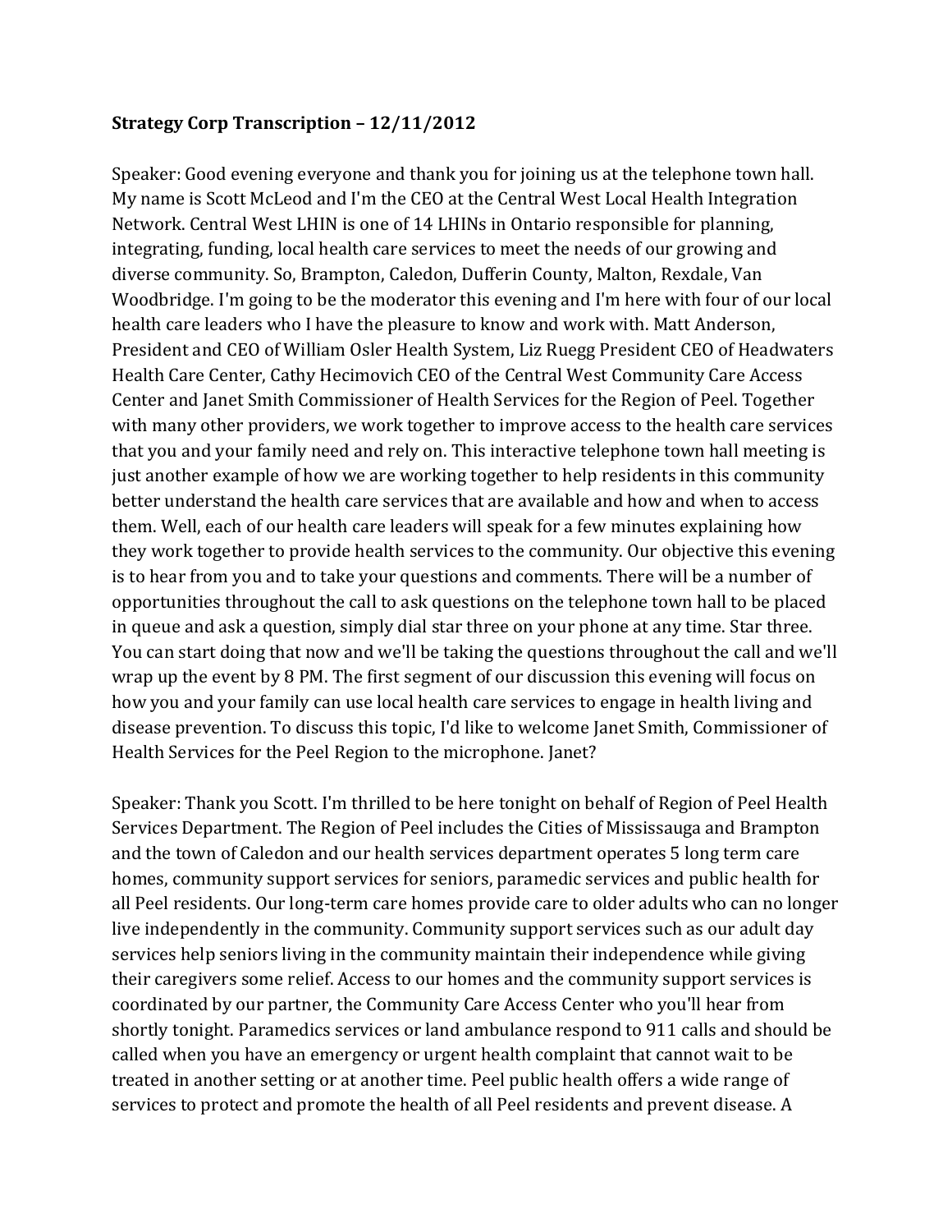**Strategy Corp Transcription – 12/11/2012**

Speaker: Good evening everyone and thank you for joining us at the telephone town hall. My name is Scott McLeod and I'm the CEO at the Central West Local Health Integration Network. Central West LHIN is one of 14 LHINs in Ontario responsible for planning, integrating, funding, local health care services to meet the needs of our growing and diverse community. So, Brampton, Caledon, Dufferin County, Malton, Rexdale, Van Woodbridge. I'm going to be the moderator this evening and I'm here with four of our local health care leaders who I have the pleasure to know and work with. Matt Anderson, President and CEO of William Osler Health System, Liz Ruegg President CEO of Headwaters Health Care Center, Cathy Hecimovich CEO of the Central West Community Care Access Center and Janet Smith Commissioner of Health Services for the Region of Peel. Together with many other providers, we work together to improve access to the health care services that you and your family need and rely on. This interactive telephone town hall meeting is just another example of how we are working together to help residents in this community better understand the health care services that are available and how and when to access them. Well, each of our health care leaders will speak for a few minutes explaining how they work together to provide health services to the community. Our objective this evening is to hear from you and to take your questions and comments. There will be a number of opportunities throughout the call to ask questions on the telephone town hall to be placed in queue and ask a question, simply dial star three on your phone at any time. Star three. You can start doing that now and we'll be taking the questions throughout the call and we'll wrap up the event by 8 PM. The first segment of our discussion this evening will focus on how you and your family can use local health care services to engage in health living and disease prevention. To discuss this topic, I'd like to welcome Janet Smith, Commissioner of Health Services for the Peel Region to the microphone. Janet?

Speaker: Thank you Scott. I'm thrilled to be here tonight on behalf of Region of Peel Health Services Department. The Region of Peel includes the Cities of Mississauga and Brampton and the town of Caledon and our health services department operates 5 long term care homes, community support services for seniors, paramedic services and public health for all Peel residents. Our long-term care homes provide care to older adults who can no longer live independently in the community. Community support services such as our adult day services help seniors living in the community maintain their independence while giving their caregivers some relief. Access to our homes and the community support services is coordinated by our partner, the Community Care Access Center who you'll hear from shortly tonight. Paramedics services or land ambulance respond to 911 calls and should be called when you have an emergency or urgent health complaint that cannot wait to be treated in another setting or at another time. Peel public health offers a wide range of services to protect and promote the health of all Peel residents and prevent disease. A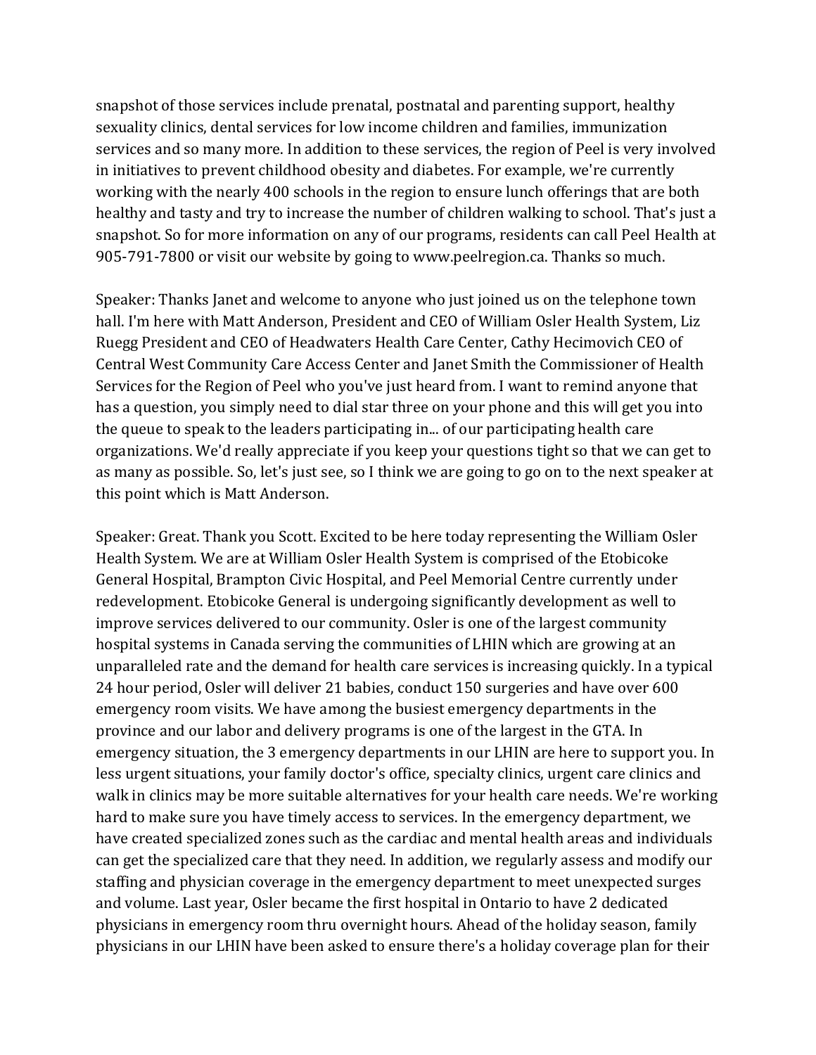snapshot of those services include prenatal, postnatal and parenting support, healthy sexuality clinics, dental services for low income children and families, immunization services and so many more. In addition to these services, the region of Peel is very involved in initiatives to prevent childhood obesity and diabetes. For example, we're currently working with the nearly 400 schools in the region to ensure lunch offerings that are both healthy and tasty and try to increase the number of children walking to school. That's just a snapshot. So for more information on any of our programs, residents can call Peel Health at 905-791-7800 or visit our website by going to www.peelregion.ca. Thanks so much.

Speaker: Thanks Janet and welcome to anyone who just joined us on the telephone town hall. I'm here with Matt Anderson, President and CEO of William Osler Health System, Liz Ruegg President and CEO of Headwaters Health Care Center, Cathy Hecimovich CEO of Central West Community Care Access Center and Janet Smith the Commissioner of Health Services for the Region of Peel who you've just heard from. I want to remind anyone that has a question, you simply need to dial star three on your phone and this will get you into the queue to speak to the leaders participating in... of our participating health care organizations. We'd really appreciate if you keep your questions tight so that we can get to as many as possible. So, let's just see, so I think we are going to go on to the next speaker at this point which is Matt Anderson.

Speaker: Great. Thank you Scott. Excited to be here today representing the William Osler Health System. We are at William Osler Health System is comprised of the Etobicoke General Hospital, Brampton Civic Hospital, and Peel Memorial Centre currently under redevelopment. Etobicoke General is undergoing significantly development as well to improve services delivered to our community. Osler is one of the largest community hospital systems in Canada serving the communities of LHIN which are growing at an unparalleled rate and the demand for health care services is increasing quickly. In a typical 24 hour period, Osler will deliver 21 babies, conduct 150 surgeries and have over 600 emergency room visits. We have among the busiest emergency departments in the province and our labor and delivery programs is one of the largest in the GTA. In emergency situation, the 3 emergency departments in our LHIN are here to support you. In less urgent situations, your family doctor's office, specialty clinics, urgent care clinics and walk in clinics may be more suitable alternatives for your health care needs. We're working hard to make sure you have timely access to services. In the emergency department, we have created specialized zones such as the cardiac and mental health areas and individuals can get the specialized care that they need. In addition, we regularly assess and modify our staffing and physician coverage in the emergency department to meet unexpected surges and volume. Last year, Osler became the first hospital in Ontario to have 2 dedicated physicians in emergency room thru overnight hours. Ahead of the holiday season, family physicians in our LHIN have been asked to ensure there's a holiday coverage plan for their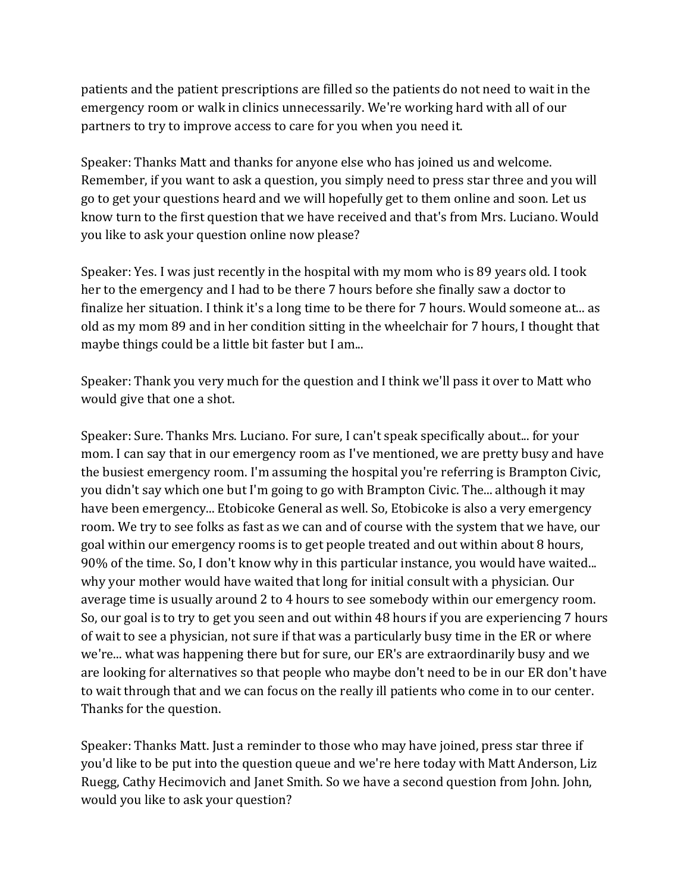patients and the patient prescriptions are filled so the patients do not need to wait in the emergency room or walk in clinics unnecessarily. We're working hard with all of our partners to try to improve access to care for you when you need it.

Speaker: Thanks Matt and thanks for anyone else who has joined us and welcome. Remember, if you want to ask a question, you simply need to press star three and you will go to get your questions heard and we will hopefully get to them online and soon. Let us know turn to the first question that we have received and that's from Mrs. Luciano. Would you like to ask your question online now please?

Speaker: Yes. I was just recently in the hospital with my mom who is 89 years old. I took her to the emergency and I had to be there 7 hours before she finally saw a doctor to finalize her situation. I think it's a long time to be there for 7 hours. Would someone at... as old as my mom 89 and in her condition sitting in the wheelchair for 7 hours, I thought that maybe things could be a little bit faster but I am...

Speaker: Thank you very much for the question and I think we'll pass it over to Matt who would give that one a shot.

Speaker: Sure. Thanks Mrs. Luciano. For sure, I can't speak specifically about... for your mom. I can say that in our emergency room as I've mentioned, we are pretty busy and have the busiest emergency room. I'm assuming the hospital you're referring is Brampton Civic, you didn't say which one but I'm going to go with Brampton Civic. The... although it may have been emergency... Etobicoke General as well. So, Etobicoke is also a very emergency room. We try to see folks as fast as we can and of course with the system that we have, our goal within our emergency rooms is to get people treated and out within about 8 hours, 90% of the time. So, I don't know why in this particular instance, you would have waited... why your mother would have waited that long for initial consult with a physician. Our average time is usually around 2 to 4 hours to see somebody within our emergency room. So, our goal is to try to get you seen and out within 48 hours if you are experiencing 7 hours of wait to see a physician, not sure if that was a particularly busy time in the ER or where we're... what was happening there but for sure, our ER's are extraordinarily busy and we are looking for alternatives so that people who maybe don't need to be in our ER don't have to wait through that and we can focus on the really ill patients who come in to our center. Thanks for the question.

Speaker: Thanks Matt. Just a reminder to those who may have joined, press star three if you'd like to be put into the question queue and we're here today with Matt Anderson, Liz Ruegg, Cathy Hecimovich and Janet Smith. So we have a second question from John. John, would you like to ask your question?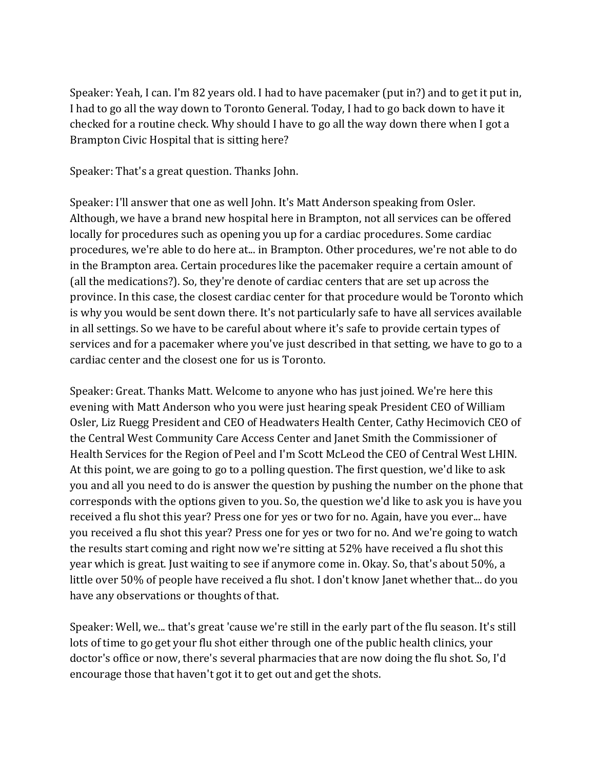Speaker: Yeah, I can. I'm 82 years old. I had to have pacemaker (put in?) and to get it put in, I had to go all the way down to Toronto General. Today, I had to go back down to have it checked for a routine check. Why should I have to go all the way down there when I got a Brampton Civic Hospital that is sitting here?

Speaker: That's a great question. Thanks John.

Speaker: I'll answer that one as well John. It's Matt Anderson speaking from Osler. Although, we have a brand new hospital here in Brampton, not all services can be offered locally for procedures such as opening you up for a cardiac procedures. Some cardiac procedures, we're able to do here at... in Brampton. Other procedures, we're not able to do in the Brampton area. Certain procedures like the pacemaker require a certain amount of (all the medications?). So, they're denote of cardiac centers that are set up across the province. In this case, the closest cardiac center for that procedure would be Toronto which is why you would be sent down there. It's not particularly safe to have all services available in all settings. So we have to be careful about where it's safe to provide certain types of services and for a pacemaker where you've just described in that setting, we have to go to a cardiac center and the closest one for us is Toronto.

Speaker: Great. Thanks Matt. Welcome to anyone who has just joined. We're here this evening with Matt Anderson who you were just hearing speak President CEO of William Osler, Liz Ruegg President and CEO of Headwaters Health Center, Cathy Hecimovich CEO of the Central West Community Care Access Center and Janet Smith the Commissioner of Health Services for the Region of Peel and I'm Scott McLeod the CEO of Central West LHIN. At this point, we are going to go to a polling question. The first question, we'd like to ask you and all you need to do is answer the question by pushing the number on the phone that corresponds with the options given to you. So, the question we'd like to ask you is have you received a flu shot this year? Press one for yes or two for no. Again, have you ever... have you received a flu shot this year? Press one for yes or two for no. And we're going to watch the results start coming and right now we're sitting at 52% have received a flu shot this year which is great. Just waiting to see if anymore come in. Okay. So, that's about 50%, a little over 50% of people have received a flu shot. I don't know Janet whether that... do you have any observations or thoughts of that.

Speaker: Well, we... that's great 'cause we're still in the early part of the flu season. It's still lots of time to go get your flu shot either through one of the public health clinics, your doctor's office or now, there's several pharmacies that are now doing the flu shot. So, I'd encourage those that haven't got it to get out and get the shots.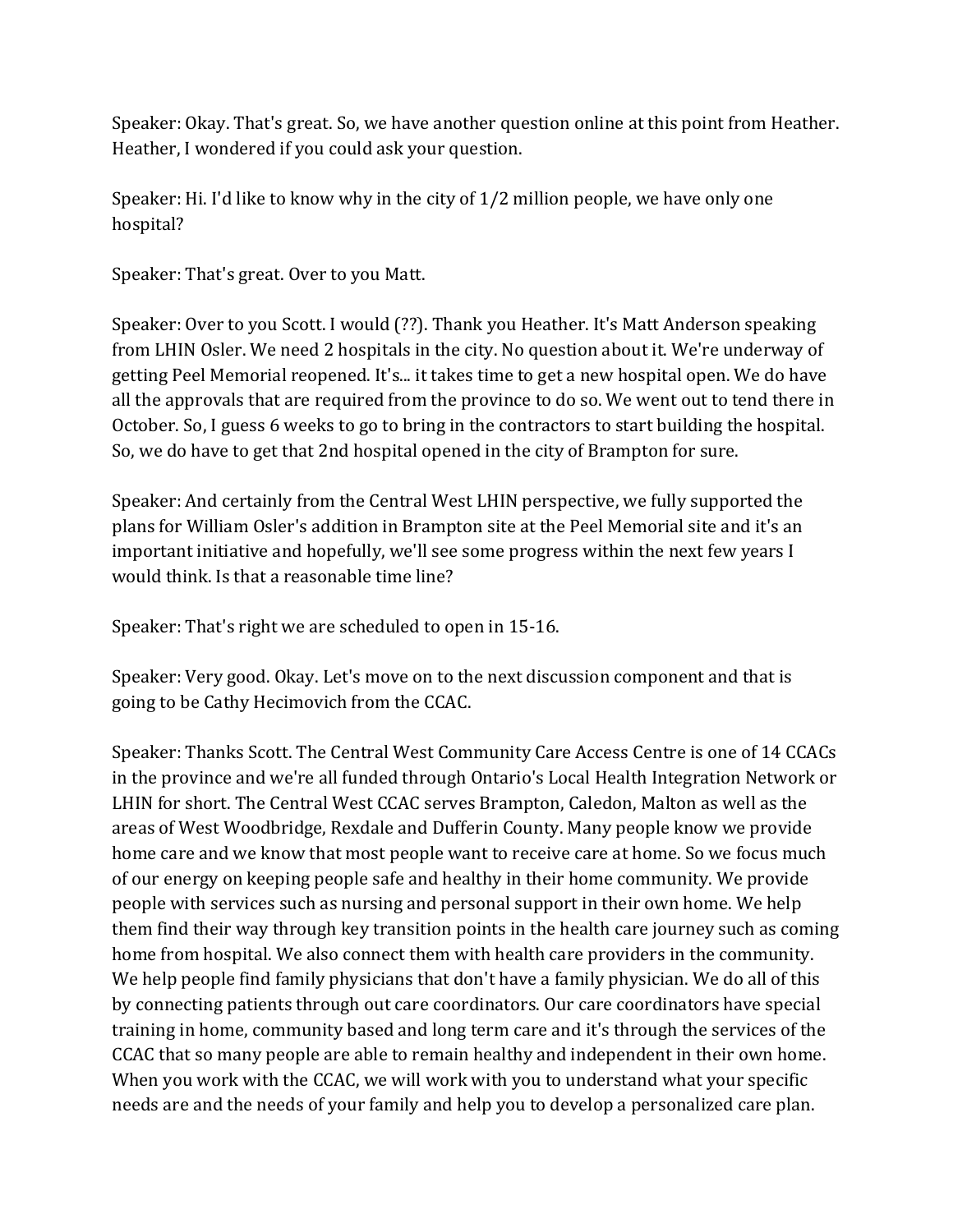Speaker: Okay. That's great. So, we have another question online at this point from Heather. Heather, I wondered if you could ask your question.

Speaker: Hi. I'd like to know why in the city of 1/2 million people, we have only one hospital?

Speaker: That's great. Over to you Matt.

Speaker: Over to you Scott. I would (??). Thank you Heather. It's Matt Anderson speaking from LHIN Osler. We need 2 hospitals in the city. No question about it. We're underway of getting Peel Memorial reopened. It's... it takes time to get a new hospital open. We do have all the approvals that are required from the province to do so. We went out to tend there in October. So, I guess 6 weeks to go to bring in the contractors to start building the hospital. So, we do have to get that 2nd hospital opened in the city of Brampton for sure.

Speaker: And certainly from the Central West LHIN perspective, we fully supported the plans for William Osler's addition in Brampton site at the Peel Memorial site and it's an important initiative and hopefully, we'll see some progress within the next few years I would think. Is that a reasonable time line?

Speaker: That's right we are scheduled to open in 15-16.

Speaker: Very good. Okay. Let's move on to the next discussion component and that is going to be Cathy Hecimovich from the CCAC.

Speaker: Thanks Scott. The Central West Community Care Access Centre is one of 14 CCACs in the province and we're all funded through Ontario's Local Health Integration Network or LHIN for short. The Central West CCAC serves Brampton, Caledon, Malton as well as the areas of West Woodbridge, Rexdale and Dufferin County. Many people know we provide home care and we know that most people want to receive care at home. So we focus much of our energy on keeping people safe and healthy in their home community. We provide people with services such as nursing and personal support in their own home. We help them find their way through key transition points in the health care journey such as coming home from hospital. We also connect them with health care providers in the community. We help people find family physicians that don't have a family physician. We do all of this by connecting patients through out care coordinators. Our care coordinators have special training in home, community based and long term care and it's through the services of the CCAC that so many people are able to remain healthy and independent in their own home. When you work with the CCAC, we will work with you to understand what your specific needs are and the needs of your family and help you to develop a personalized care plan.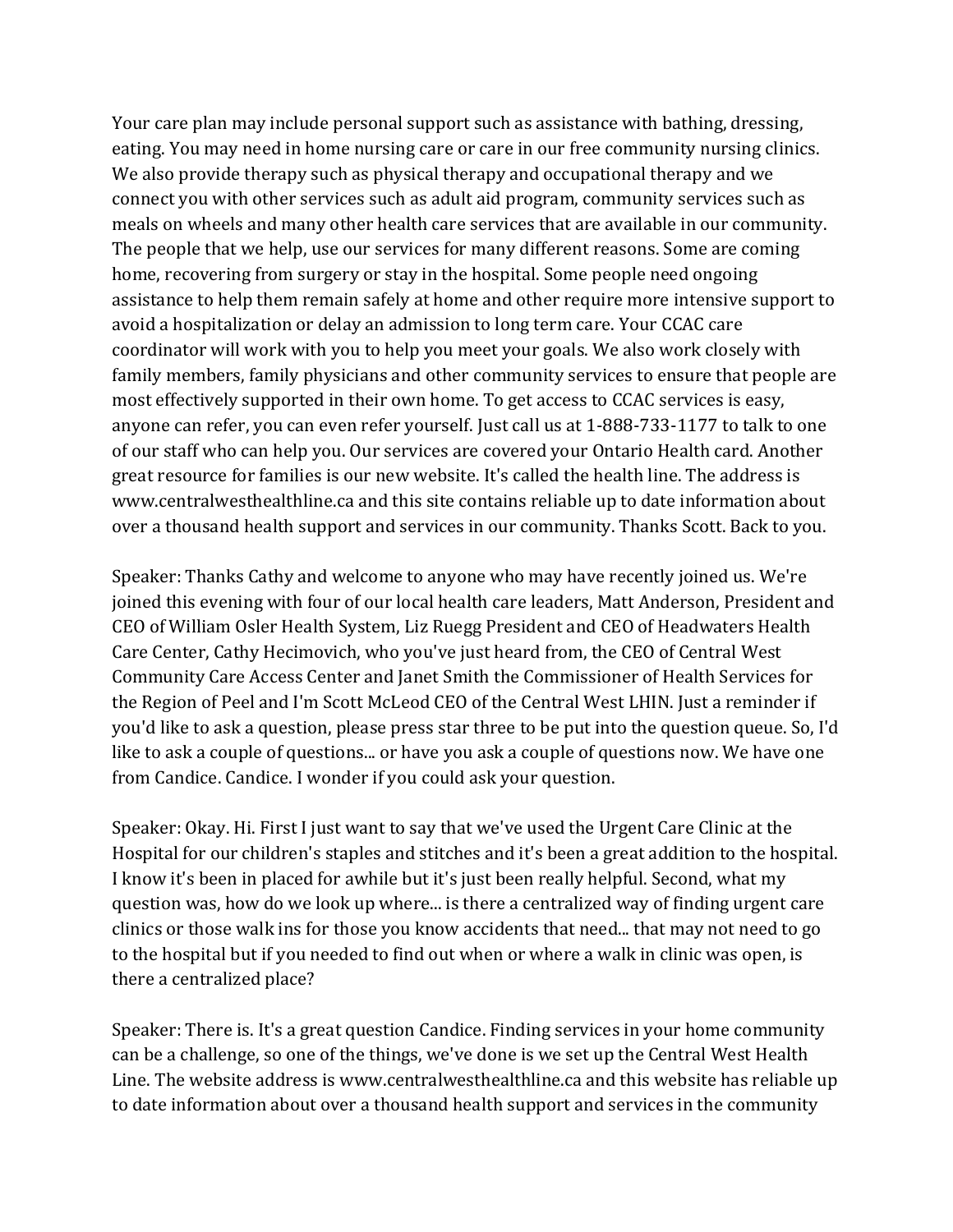Your care plan may include personal support such as assistance with bathing, dressing, eating. You may need in home nursing care or care in our free community nursing clinics. We also provide therapy such as physical therapy and occupational therapy and we connect you with other services such as adult aid program, community services such as meals on wheels and many other health care services that are available in our community. The people that we help, use our services for many different reasons. Some are coming home, recovering from surgery or stay in the hospital. Some people need ongoing assistance to help them remain safely at home and other require more intensive support to avoid a hospitalization or delay an admission to long term care. Your CCAC care coordinator will work with you to help you meet your goals. We also work closely with family members, family physicians and other community services to ensure that people are most effectively supported in their own home. To get access to CCAC services is easy, anyone can refer, you can even refer yourself. Just call us at 1-888-733-1177 to talk to one of our staff who can help you. Our services are covered your Ontario Health card. Another great resource for families is our new website. It's called the health line. The address is www.centralwesthealthline.ca and this site contains reliable up to date information about over a thousand health support and services in our community. Thanks Scott. Back to you.

Speaker: Thanks Cathy and welcome to anyone who may have recently joined us. We're joined this evening with four of our local health care leaders, Matt Anderson, President and CEO of William Osler Health System, Liz Ruegg President and CEO of Headwaters Health Care Center, Cathy Hecimovich, who you've just heard from, the CEO of Central West Community Care Access Center and Janet Smith the Commissioner of Health Services for the Region of Peel and I'm Scott McLeod CEO of the Central West LHIN. Just a reminder if you'd like to ask a question, please press star three to be put into the question queue. So, I'd like to ask a couple of questions... or have you ask a couple of questions now. We have one from Candice. Candice. I wonder if you could ask your question.

Speaker: Okay. Hi. First I just want to say that we've used the Urgent Care Clinic at the Hospital for our children's staples and stitches and it's been a great addition to the hospital. I know it's been in placed for awhile but it's just been really helpful. Second, what my question was, how do we look up where... is there a centralized way of finding urgent care clinics or those walk ins for those you know accidents that need... that may not need to go to the hospital but if you needed to find out when or where a walk in clinic was open, is there a centralized place?

Speaker: There is. It's a great question Candice. Finding services in your home community can be a challenge, so one of the things, we've done is we set up the Central West Health Line. The website address is www.centralwesthealthline.ca and this website has reliable up to date information about over a thousand health support and services in the community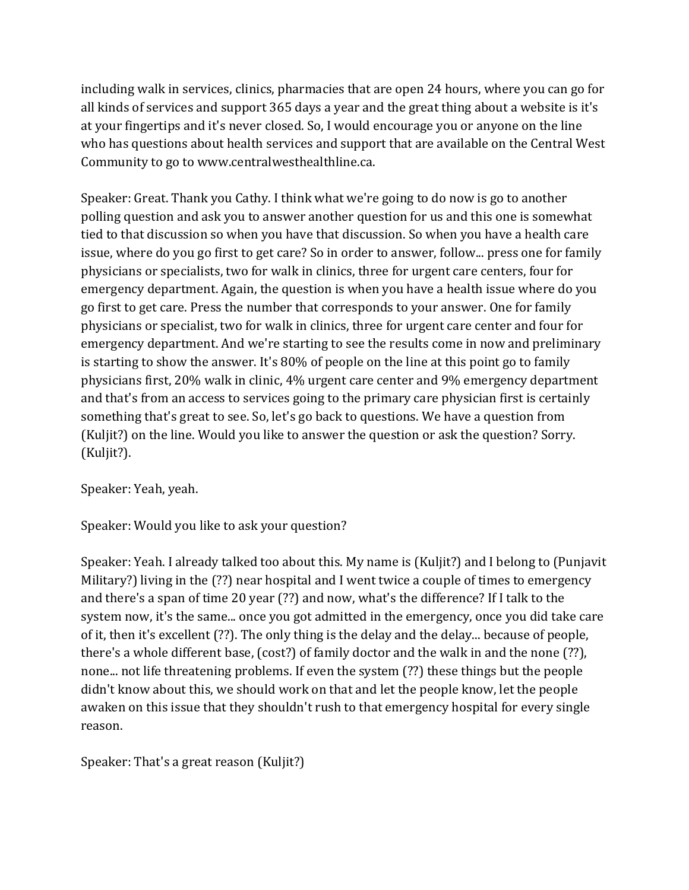including walk in services, clinics, pharmacies that are open 24 hours, where you can go for all kinds of services and support 365 days a year and the great thing about a website is it's at your fingertips and it's never closed. So, I would encourage you or anyone on the line who has questions about health services and support that are available on the Central West Community to go to www.centralwesthealthline.ca.

Speaker: Great. Thank you Cathy. I think what we're going to do now is go to another polling question and ask you to answer another question for us and this one is somewhat tied to that discussion so when you have that discussion. So when you have a health care issue, where do you go first to get care? So in order to answer, follow... press one for family physicians or specialists, two for walk in clinics, three for urgent care centers, four for emergency department. Again, the question is when you have a health issue where do you go first to get care. Press the number that corresponds to your answer. One for family physicians or specialist, two for walk in clinics, three for urgent care center and four for emergency department. And we're starting to see the results come in now and preliminary is starting to show the answer. It's 80% of people on the line at this point go to family physicians first, 20% walk in clinic, 4% urgent care center and 9% emergency department and that's from an access to services going to the primary care physician first is certainly something that's great to see. So, let's go back to questions. We have a question from (Kuljit?) on the line. Would you like to answer the question or ask the question? Sorry. (Kuljit?).

Speaker: Yeah, yeah.

Speaker: Would you like to ask your question?

Speaker: Yeah. I already talked too about this. My name is (Kuljit?) and I belong to (Punjavit Military?) living in the (??) near hospital and I went twice a couple of times to emergency and there's a span of time 20 year (??) and now, what's the difference? If I talk to the system now, it's the same... once you got admitted in the emergency, once you did take care of it, then it's excellent (??). The only thing is the delay and the delay... because of people, there's a whole different base, (cost?) of family doctor and the walk in and the none (??), none... not life threatening problems. If even the system (??) these things but the people didn't know about this, we should work on that and let the people know, let the people awaken on this issue that they shouldn't rush to that emergency hospital for every single reason.

Speaker: That's a great reason (Kuljit?)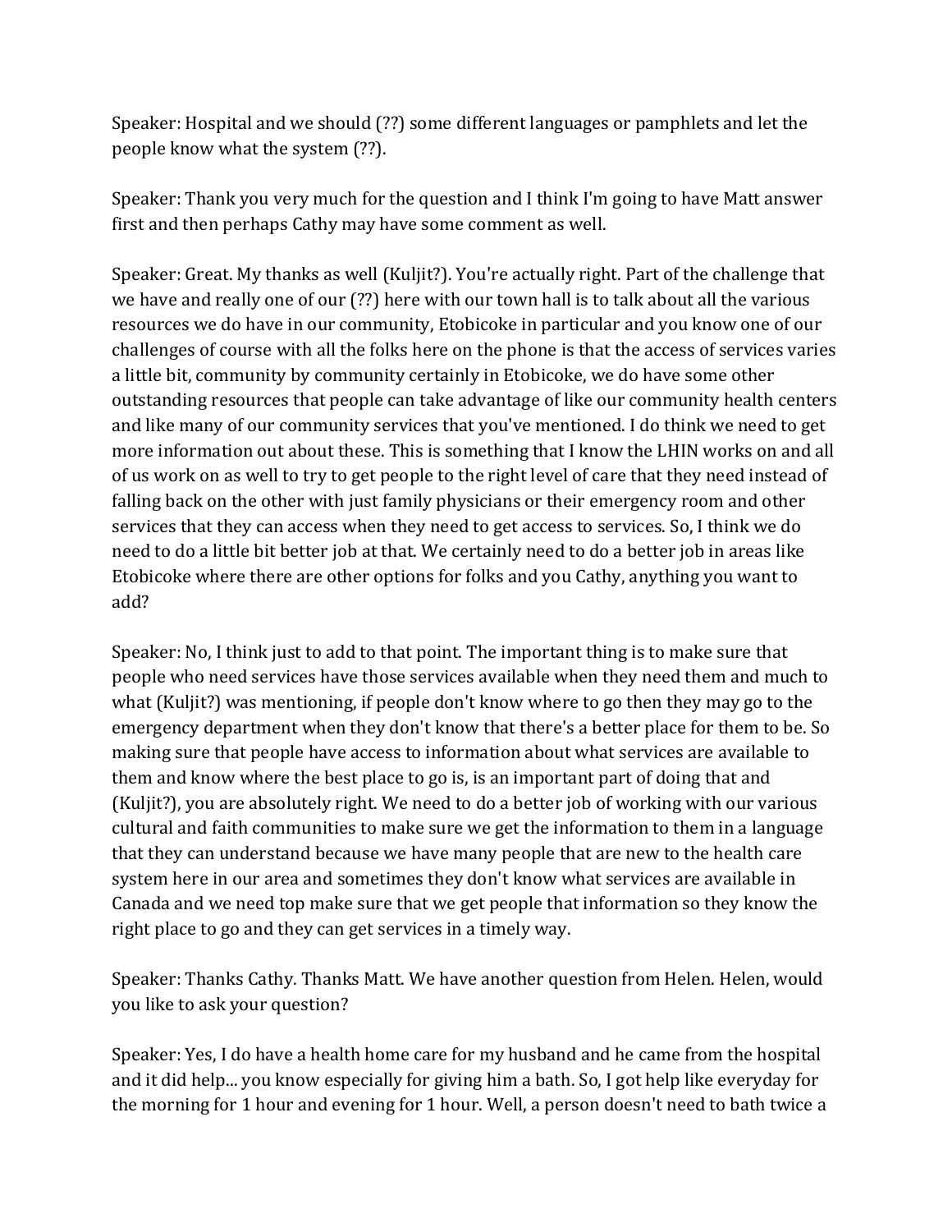Speaker: Hospital and we should (??) some different languages or pamphlets and let the people know what the system (??).

Speaker: Thank you very much for the question and I think I'm going to have Matt answer first and then perhaps Cathy may have some comment as well.

Speaker: Great. My thanks as well (Kuljit?). You're actually right. Part of the challenge that we have and really one of our (??) here with our town hall is to talk about all the various resources we do have in our community, Etobicoke in particular and you know one of our challenges of course with all the folks here on the phone is that the access of services varies a little bit, community by community certainly in Etobicoke, we do have some other outstanding resources that people can take advantage of like our community health centers and like many of our community services that you've mentioned. I do think we need to get more information out about these. This is something that I know the LHIN works on and all of us work on as well to try to get people to the right level of care that they need instead of falling back on the other with just family physicians or their emergency room and other services that they can access when they need to get access to services. So, I think we do need to do a little bit better job at that. We certainly need to do a better job in areas like Etobicoke where there are other options for folks and you Cathy, anything you want to add?

Speaker: No, I think just to add to that point. The important thing is to make sure that people who need services have those services available when they need them and much to what (Kuljit?) was mentioning, if people don't know where to go then they may go to the emergency department when they don't know that there's a better place for them to be. So making sure that people have access to information about what services are available to them and know where the best place to go is, is an important part of doing that and (Kuljit?), you are absolutely right. We need to do a better job of working with our various cultural and faith communities to make sure we get the information to them in a language that they can understand because we have many people that are new to the health care system here in our area and sometimes they don't know what services are available in Canada and we need top make sure that we get people that information so they know the right place to go and they can get services in a timely way.

Speaker: Thanks Cathy. Thanks Matt. We have another question from Helen. Helen, would you like to ask your question?

Speaker: Yes, I do have a health home care for my husband and he came from the hospital and it did help... you know especially for giving him a bath. So, I got help like everyday for the morning for 1 hour and evening for 1 hour. Well, a person doesn't need to bath twice a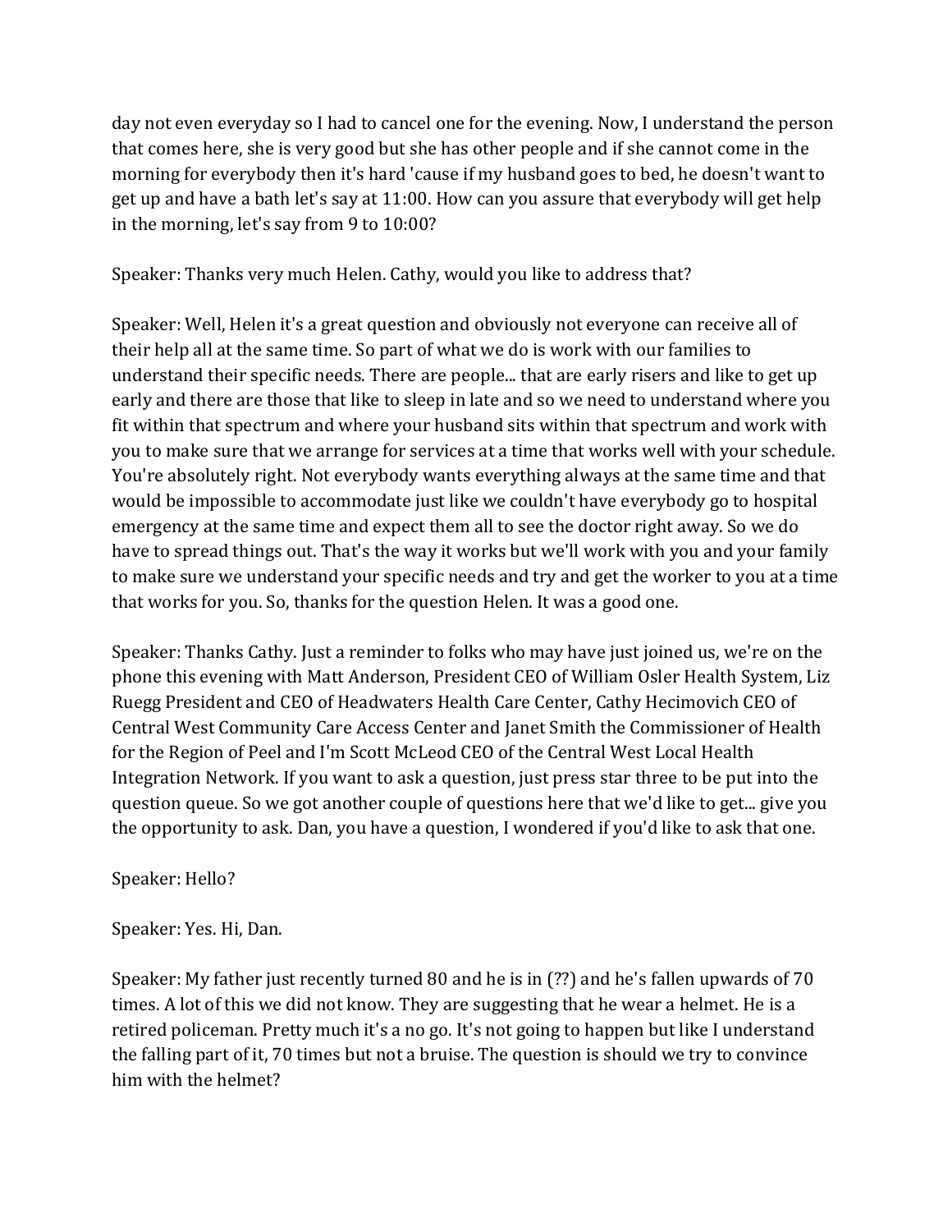day not even everyday so I had to cancel one for the evening. Now, I understand the person that comes here, she is very good but she has other people and if she cannot come in the morning for everybody then it's hard 'cause if my husband goes to bed, he doesn't want to get up and have a bath let's say at 11:00. How can you assure that everybody will get help in the morning, let's say from 9 to 10:00?

Speaker: Thanks very much Helen. Cathy, would you like to address that?

Speaker: Well, Helen it's a great question and obviously not everyone can receive all of their help all at the same time. So part of what we do is work with our families to understand their specific needs. There are people... that are early risers and like to get up early and there are those that like to sleep in late and so we need to understand where you fit within that spectrum and where your husband sits within that spectrum and work with you to make sure that we arrange for services at a time that works well with your schedule. You're absolutely right. Not everybody wants everything always at the same time and that would be impossible to accommodate just like we couldn't have everybody go to hospital emergency at the same time and expect them all to see the doctor right away. So we do have to spread things out. That's the way it works but we'll work with you and your family to make sure we understand your specific needs and try and get the worker to you at a time that works for you. So, thanks for the question Helen. It was a good one.

Speaker: Thanks Cathy. Just a reminder to folks who may have just joined us, we're on the phone this evening with Matt Anderson, President CEO of William Osler Health System, Liz Ruegg President and CEO of Headwaters Health Care Center, Cathy Hecimovich CEO of Central West Community Care Access Center and Janet Smith the Commissioner of Health for the Region of Peel and I'm Scott McLeod CEO of the Central West Local Health Integration Network. If you want to ask a question, just press star three to be put into the question queue. So we got another couple of questions here that we'd like to get... give you the opportunity to ask. Dan, you have a question, I wondered if you'd like to ask that one.

Speaker: Hello?

Speaker: Yes. Hi, Dan.

Speaker: My father just recently turned 80 and he is in (??) and he's fallen upwards of 70 times. A lot of this we did not know. They are suggesting that he wear a helmet. He is a retired policeman. Pretty much it's a no go. It's not going to happen but like I understand the falling part of it, 70 times but not a bruise. The question is should we try to convince him with the helmet?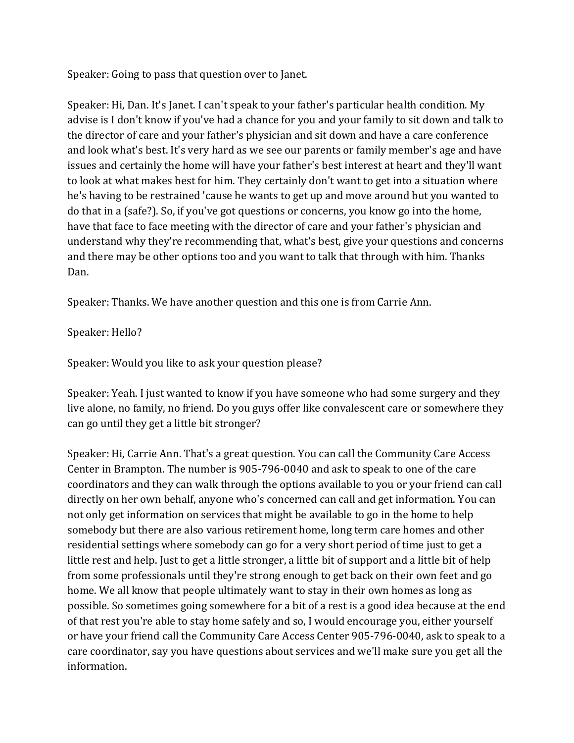Speaker: Going to pass that question over to Janet.

Speaker: Hi, Dan. It's Janet. I can't speak to your father's particular health condition. My advise is I don't know if you've had a chance for you and your family to sit down and talk to the director of care and your father's physician and sit down and have a care conference and look what's best. It's very hard as we see our parents or family member's age and have issues and certainly the home will have your father's best interest at heart and they'll want to look at what makes best for him. They certainly don't want to get into a situation where he's having to be restrained 'cause he wants to get up and move around but you wanted to do that in a (safe?). So, if you've got questions or concerns, you know go into the home, have that face to face meeting with the director of care and your father's physician and understand why they're recommending that, what's best, give your questions and concerns and there may be other options too and you want to talk that through with him. Thanks Dan.

Speaker: Thanks. We have another question and this one is from Carrie Ann.

Speaker: Hello?

Speaker: Would you like to ask your question please?

Speaker: Yeah. I just wanted to know if you have someone who had some surgery and they live alone, no family, no friend. Do you guys offer like convalescent care or somewhere they can go until they get a little bit stronger?

Speaker: Hi, Carrie Ann. That's a great question. You can call the Community Care Access Center in Brampton. The number is 905-796-0040 and ask to speak to one of the care coordinators and they can walk through the options available to you or your friend can call directly on her own behalf, anyone who's concerned can call and get information. You can not only get information on services that might be available to go in the home to help somebody but there are also various retirement home, long term care homes and other residential settings where somebody can go for a very short period of time just to get a little rest and help. Just to get a little stronger, a little bit of support and a little bit of help from some professionals until they're strong enough to get back on their own feet and go home. We all know that people ultimately want to stay in their own homes as long as possible. So sometimes going somewhere for a bit of a rest is a good idea because at the end of that rest you're able to stay home safely and so, I would encourage you, either yourself or have your friend call the Community Care Access Center 905-796-0040, ask to speak to a care coordinator, say you have questions about services and we'll make sure you get all the information.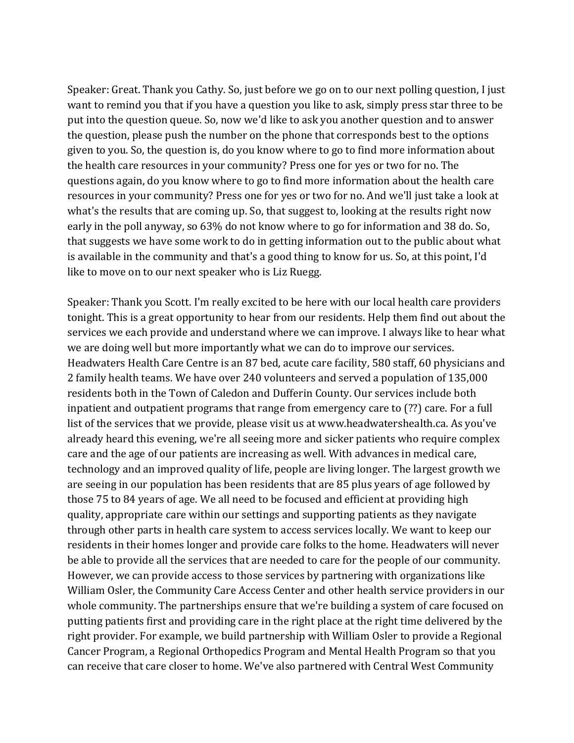Speaker: Great. Thank you Cathy. So, just before we go on to our next polling question, I just want to remind you that if you have a question you like to ask, simply press star three to be put into the question queue. So, now we'd like to ask you another question and to answer the question, please push the number on the phone that corresponds best to the options given to you. So, the question is, do you know where to go to find more information about the health care resources in your community? Press one for yes or two for no. The questions again, do you know where to go to find more information about the health care resources in your community? Press one for yes or two for no. And we'll just take a look at what's the results that are coming up. So, that suggest to, looking at the results right now early in the poll anyway, so 63% do not know where to go for information and 38 do. So, that suggests we have some work to do in getting information out to the public about what is available in the community and that's a good thing to know for us. So, at this point, I'd like to move on to our next speaker who is Liz Ruegg.

Speaker: Thank you Scott. I'm really excited to be here with our local health care providers tonight. This is a great opportunity to hear from our residents. Help them find out about the services we each provide and understand where we can improve. I always like to hear what we are doing well but more importantly what we can do to improve our services. Headwaters Health Care Centre is an 87 bed, acute care facility, 580 staff, 60 physicians and 2 family health teams. We have over 240 volunteers and served a population of 135,000 residents both in the Town of Caledon and Dufferin County. Our services include both inpatient and outpatient programs that range from emergency care to (??) care. For a full list of the services that we provide, please visit us at www.headwatershealth.ca. As you've already heard this evening, we're all seeing more and sicker patients who require complex care and the age of our patients are increasing as well. With advances in medical care, technology and an improved quality of life, people are living longer. The largest growth we are seeing in our population has been residents that are 85 plus years of age followed by those 75 to 84 years of age. We all need to be focused and efficient at providing high quality, appropriate care within our settings and supporting patients as they navigate through other parts in health care system to access services locally. We want to keep our residents in their homes longer and provide care folks to the home. Headwaters will never be able to provide all the services that are needed to care for the people of our community. However, we can provide access to those services by partnering with organizations like William Osler, the Community Care Access Center and other health service providers in our whole community. The partnerships ensure that we're building a system of care focused on putting patients first and providing care in the right place at the right time delivered by the right provider. For example, we build partnership with William Osler to provide a Regional Cancer Program, a Regional Orthopedics Program and Mental Health Program so that you can receive that care closer to home. We've also partnered with Central West Community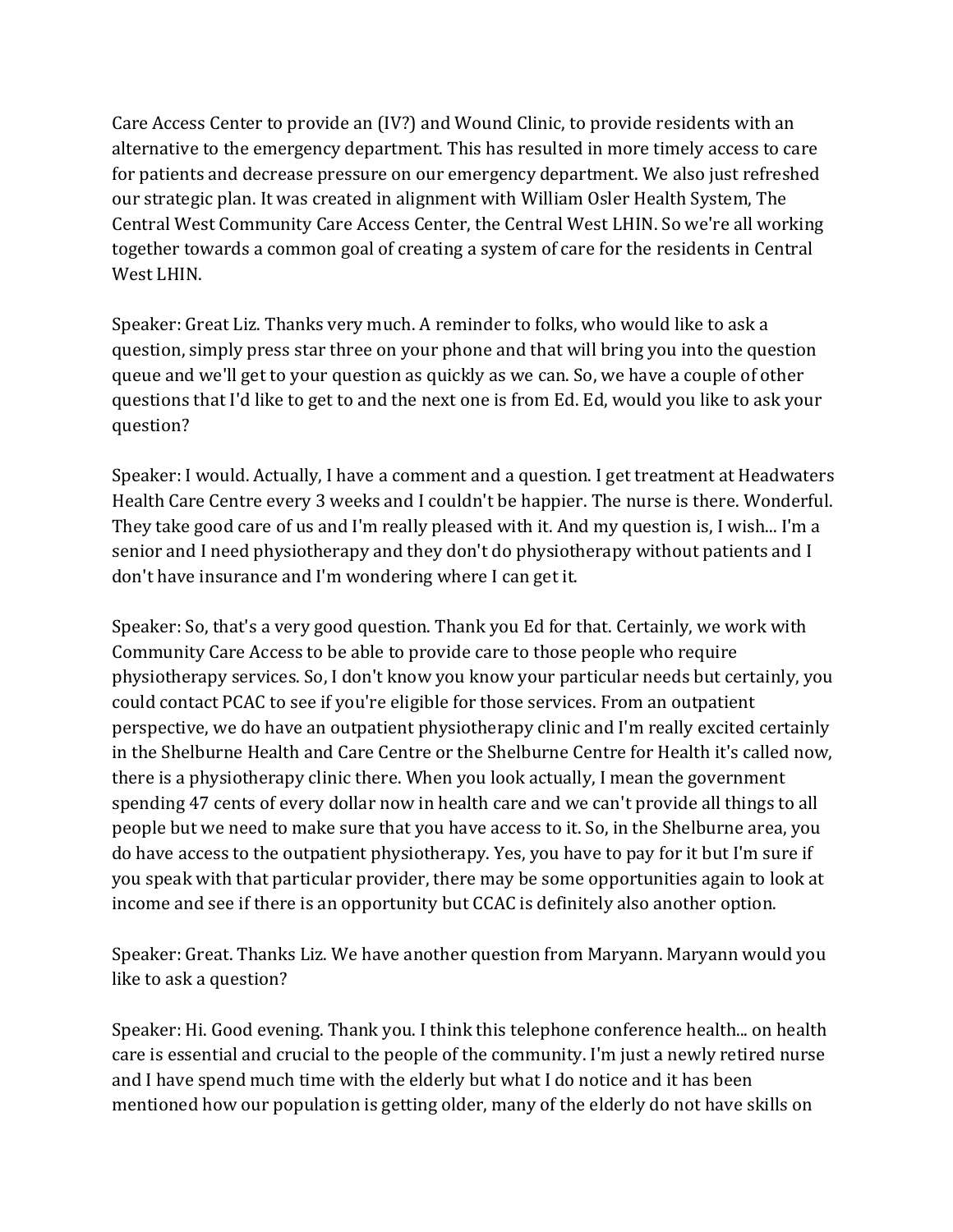Care Access Center to provide an (IV?) and Wound Clinic, to provide residents with an alternative to the emergency department. This has resulted in more timely access to care for patients and decrease pressure on our emergency department. We also just refreshed our strategic plan. It was created in alignment with William Osler Health System, The Central West Community Care Access Center, the Central West LHIN. So we're all working together towards a common goal of creating a system of care for the residents in Central West LHIN.

Speaker: Great Liz. Thanks very much. A reminder to folks, who would like to ask a question, simply press star three on your phone and that will bring you into the question queue and we'll get to your question as quickly as we can. So, we have a couple of other questions that I'd like to get to and the next one is from Ed. Ed, would you like to ask your question?

Speaker: I would. Actually, I have a comment and a question. I get treatment at Headwaters Health Care Centre every 3 weeks and I couldn't be happier. The nurse is there. Wonderful. They take good care of us and I'm really pleased with it. And my question is, I wish... I'm a senior and I need physiotherapy and they don't do physiotherapy without patients and I don't have insurance and I'm wondering where I can get it.

Speaker: So, that's a very good question. Thank you Ed for that. Certainly, we work with Community Care Access to be able to provide care to those people who require physiotherapy services. So, I don't know you know your particular needs but certainly, you could contact PCAC to see if you're eligible for those services. From an outpatient perspective, we do have an outpatient physiotherapy clinic and I'm really excited certainly in the Shelburne Health and Care Centre or the Shelburne Centre for Health it's called now, there is a physiotherapy clinic there. When you look actually, I mean the government spending 47 cents of every dollar now in health care and we can't provide all things to all people but we need to make sure that you have access to it. So, in the Shelburne area, you do have access to the outpatient physiotherapy. Yes, you have to pay for it but I'm sure if you speak with that particular provider, there may be some opportunities again to look at income and see if there is an opportunity but CCAC is definitely also another option.

Speaker: Great. Thanks Liz. We have another question from Maryann. Maryann would you like to ask a question?

Speaker: Hi. Good evening. Thank you. I think this telephone conference health... on health care is essential and crucial to the people of the community. I'm just a newly retired nurse and I have spend much time with the elderly but what I do notice and it has been mentioned how our population is getting older, many of the elderly do not have skills on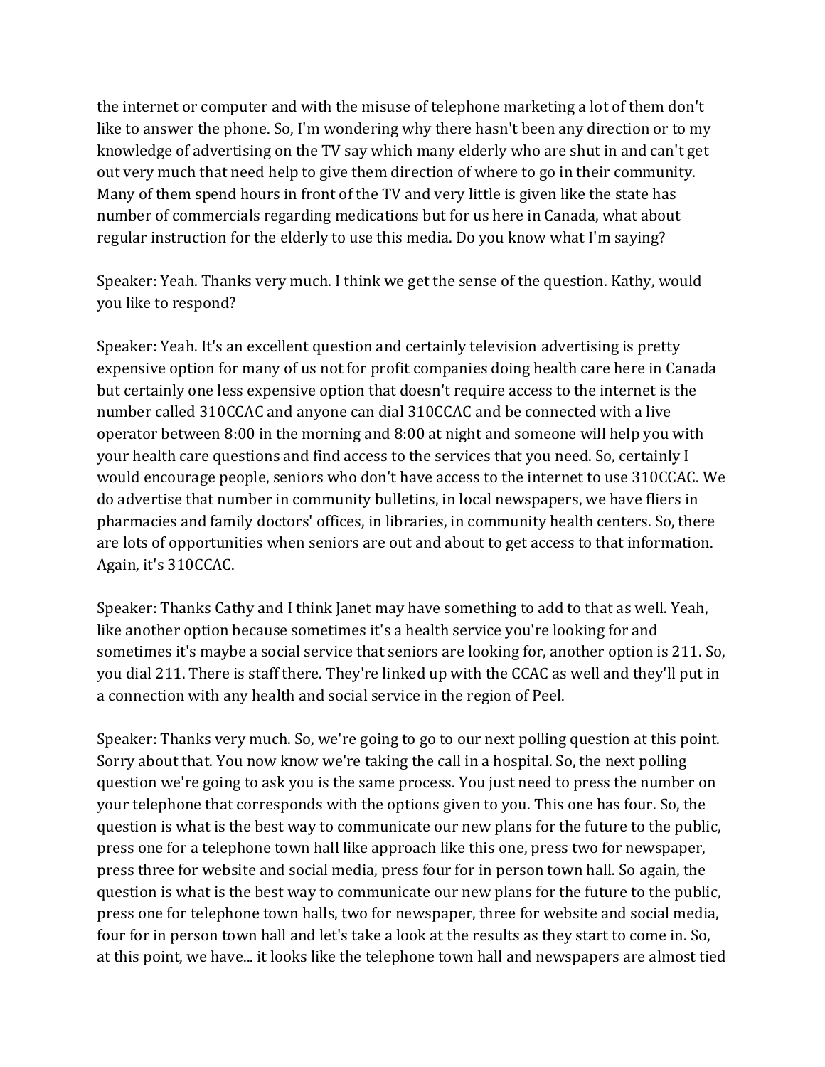the internet or computer and with the misuse of telephone marketing a lot of them don't like to answer the phone. So, I'm wondering why there hasn't been any direction or to my knowledge of advertising on the TV say which many elderly who are shut in and can't get out very much that need help to give them direction of where to go in their community. Many of them spend hours in front of the TV and very little is given like the state has number of commercials regarding medications but for us here in Canada, what about regular instruction for the elderly to use this media. Do you know what I'm saying?

Speaker: Yeah. Thanks very much. I think we get the sense of the question. Kathy, would you like to respond?

Speaker: Yeah. It's an excellent question and certainly television advertising is pretty expensive option for many of us not for profit companies doing health care here in Canada but certainly one less expensive option that doesn't require access to the internet is the number called 310CCAC and anyone can dial 310CCAC and be connected with a live operator between 8:00 in the morning and 8:00 at night and someone will help you with your health care questions and find access to the services that you need. So, certainly I would encourage people, seniors who don't have access to the internet to use 310CCAC. We do advertise that number in community bulletins, in local newspapers, we have fliers in pharmacies and family doctors' offices, in libraries, in community health centers. So, there are lots of opportunities when seniors are out and about to get access to that information. Again, it's 310CCAC.

Speaker: Thanks Cathy and I think Janet may have something to add to that as well. Yeah, like another option because sometimes it's a health service you're looking for and sometimes it's maybe a social service that seniors are looking for, another option is 211. So, you dial 211. There is staff there. They're linked up with the CCAC as well and they'll put in a connection with any health and social service in the region of Peel.

Speaker: Thanks very much. So, we're going to go to our next polling question at this point. Sorry about that. You now know we're taking the call in a hospital. So, the next polling question we're going to ask you is the same process. You just need to press the number on your telephone that corresponds with the options given to you. This one has four. So, the question is what is the best way to communicate our new plans for the future to the public, press one for a telephone town hall like approach like this one, press two for newspaper, press three for website and social media, press four for in person town hall. So again, the question is what is the best way to communicate our new plans for the future to the public, press one for telephone town halls, two for newspaper, three for website and social media, four for in person town hall and let's take a look at the results as they start to come in. So, at this point, we have... it looks like the telephone town hall and newspapers are almost tied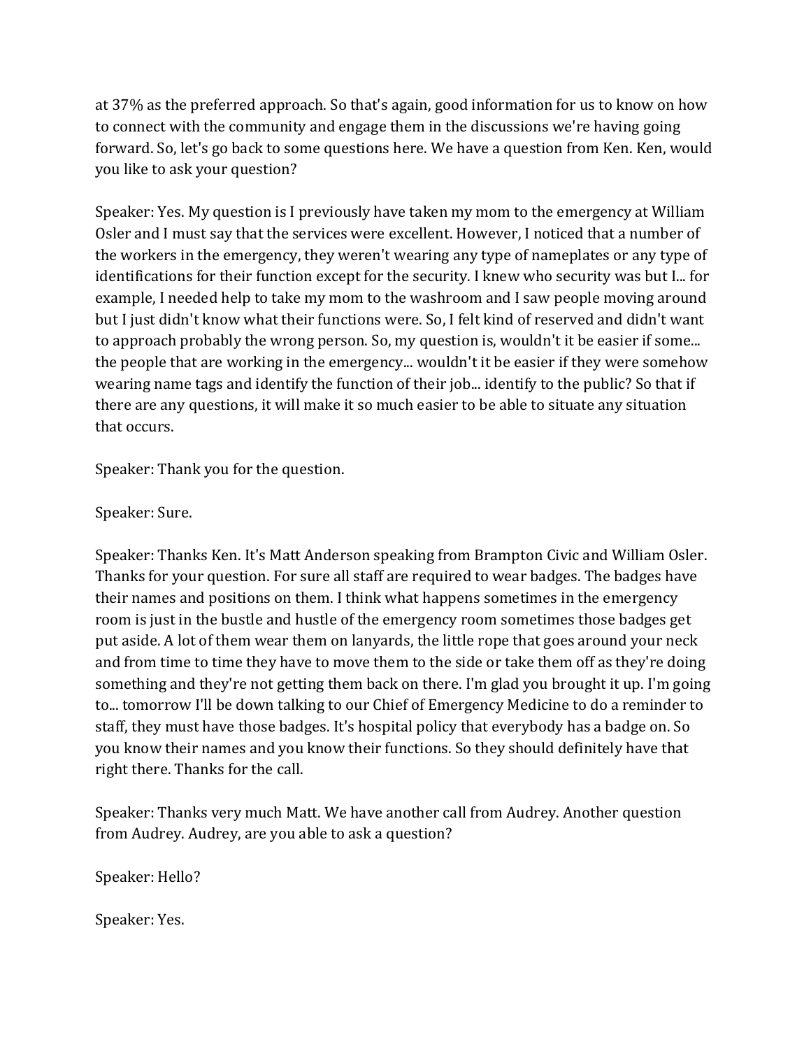at 37% as the preferred approach. So that's again, good information for us to know on how to connect with the community and engage them in the discussions we're having going forward. So, let's go back to some questions here. We have a question from Ken. Ken, would you like to ask your question?

Speaker: Yes. My question is I previously have taken my mom to the emergency at William Osler and I must say that the services were excellent. However, I noticed that a number of the workers in the emergency, they weren't wearing any type of nameplates or any type of identifications for their function except for the security. I knew who security was but I... for example, I needed help to take my mom to the washroom and I saw people moving around but I just didn't know what their functions were. So, I felt kind of reserved and didn't want to approach probably the wrong person. So, my question is, wouldn't it be easier if some... the people that are working in the emergency... wouldn't it be easier if they were somehow wearing name tags and identify the function of their job... identify to the public? So that if there are any questions, it will make it so much easier to be able to situate any situation that occurs.

Speaker: Thank you for the question.

Speaker: Sure.

Speaker: Thanks Ken. It's Matt Anderson speaking from Brampton Civic and William Osler. Thanks for your question. For sure all staff are required to wear badges. The badges have their names and positions on them. I think what happens sometimes in the emergency room is just in the bustle and hustle of the emergency room sometimes those badges get put aside. A lot of them wear them on lanyards, the little rope that goes around your neck and from time to time they have to move them to the side or take them off as they're doing something and they're not getting them back on there. I'm glad you brought it up. I'm going to... tomorrow I'll be down talking to our Chief of Emergency Medicine to do a reminder to staff, they must have those badges. It's hospital policy that everybody has a badge on. So you know their names and you know their functions. So they should definitely have that right there. Thanks for the call.

Speaker: Thanks very much Matt. We have another call from Audrey. Another question from Audrey. Audrey, are you able to ask a question?

Speaker: Hello?

Speaker: Yes.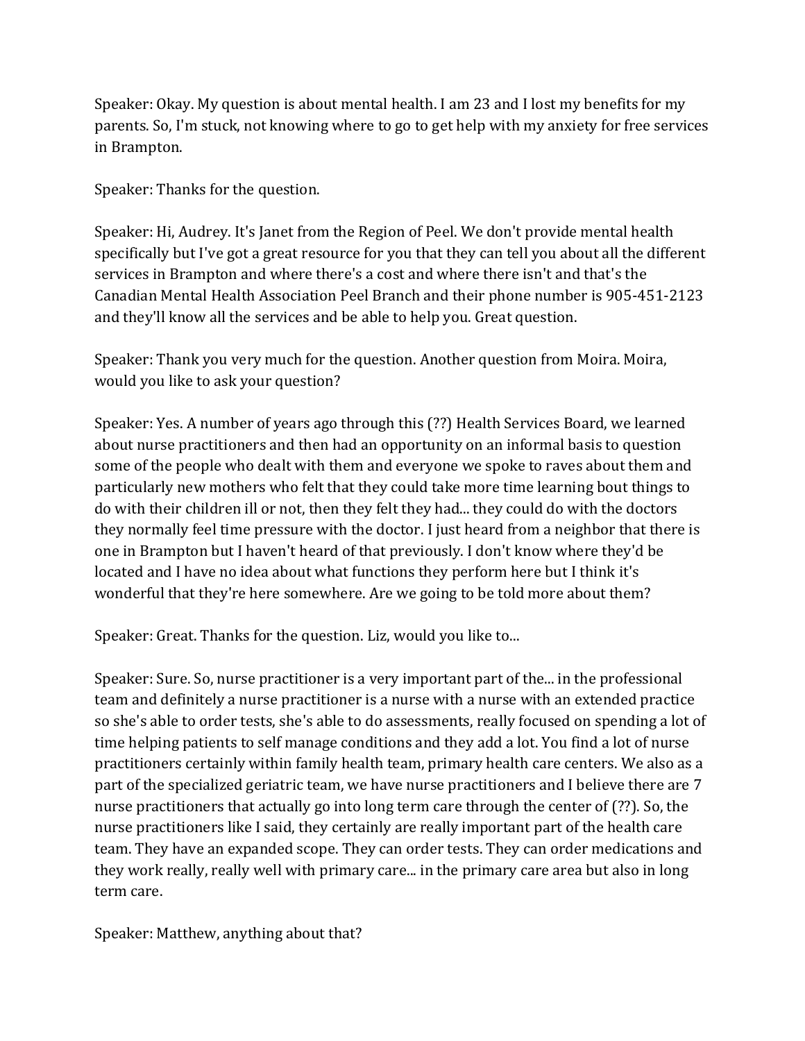Speaker: Okay. My question is about mental health. I am 23 and I lost my benefits for my parents. So, I'm stuck, not knowing where to go to get help with my anxiety for free services in Brampton.

Speaker: Thanks for the question.

Speaker: Hi, Audrey. It's Janet from the Region of Peel. We don't provide mental health specifically but I've got a great resource for you that they can tell you about all the different services in Brampton and where there's a cost and where there isn't and that's the Canadian Mental Health Association Peel Branch and their phone number is 905-451-2123 and they'll know all the services and be able to help you. Great question.

Speaker: Thank you very much for the question. Another question from Moira. Moira, would you like to ask your question?

Speaker: Yes. A number of years ago through this (??) Health Services Board, we learned about nurse practitioners and then had an opportunity on an informal basis to question some of the people who dealt with them and everyone we spoke to raves about them and particularly new mothers who felt that they could take more time learning bout things to do with their children ill or not, then they felt they had... they could do with the doctors they normally feel time pressure with the doctor. I just heard from a neighbor that there is one in Brampton but I haven't heard of that previously. I don't know where they'd be located and I have no idea about what functions they perform here but I think it's wonderful that they're here somewhere. Are we going to be told more about them?

Speaker: Great. Thanks for the question. Liz, would you like to...

Speaker: Sure. So, nurse practitioner is a very important part of the... in the professional team and definitely a nurse practitioner is a nurse with a nurse with an extended practice so she's able to order tests, she's able to do assessments, really focused on spending a lot of time helping patients to self manage conditions and they add a lot. You find a lot of nurse practitioners certainly within family health team, primary health care centers. We also as a part of the specialized geriatric team, we have nurse practitioners and I believe there are 7 nurse practitioners that actually go into long term care through the center of (??). So, the nurse practitioners like I said, they certainly are really important part of the health care team. They have an expanded scope. They can order tests. They can order medications and they work really, really well with primary care... in the primary care area but also in long term care.

Speaker: Matthew, anything about that?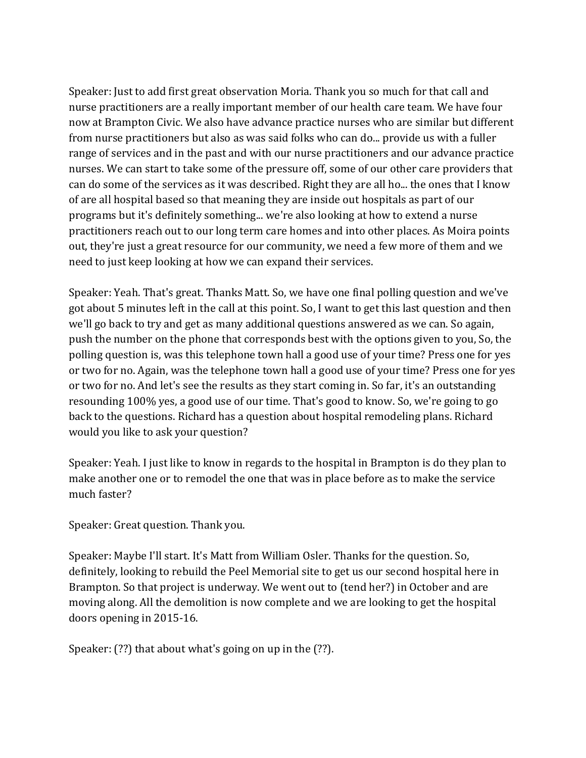Speaker: Just to add first great observation Moria. Thank you so much for that call and nurse practitioners are a really important member of our health care team. We have four now at Brampton Civic. We also have advance practice nurses who are similar but different from nurse practitioners but also as was said folks who can do... provide us with a fuller range of services and in the past and with our nurse practitioners and our advance practice nurses. We can start to take some of the pressure off, some of our other care providers that can do some of the services as it was described. Right they are all ho... the ones that I know of are all hospital based so that meaning they are inside out hospitals as part of our programs but it's definitely something... we're also looking at how to extend a nurse practitioners reach out to our long term care homes and into other places. As Moira points out, they're just a great resource for our community, we need a few more of them and we need to just keep looking at how we can expand their services.

Speaker: Yeah. That's great. Thanks Matt. So, we have one final polling question and we've got about 5 minutes left in the call at this point. So, I want to get this last question and then we'll go back to try and get as many additional questions answered as we can. So again, push the number on the phone that corresponds best with the options given to you, So, the polling question is, was this telephone town hall a good use of your time? Press one for yes or two for no. Again, was the telephone town hall a good use of your time? Press one for yes or two for no. And let's see the results as they start coming in. So far, it's an outstanding resounding 100% yes, a good use of our time. That's good to know. So, we're going to go back to the questions. Richard has a question about hospital remodeling plans. Richard would you like to ask your question?

Speaker: Yeah. I just like to know in regards to the hospital in Brampton is do they plan to make another one or to remodel the one that was in place before as to make the service much faster?

Speaker: Great question. Thank you.

Speaker: Maybe I'll start. It's Matt from William Osler. Thanks for the question. So, definitely, looking to rebuild the Peel Memorial site to get us our second hospital here in Brampton. So that project is underway. We went out to (tend her?) in October and are moving along. All the demolition is now complete and we are looking to get the hospital doors opening in 2015-16.

Speaker: (??) that about what's going on up in the (??).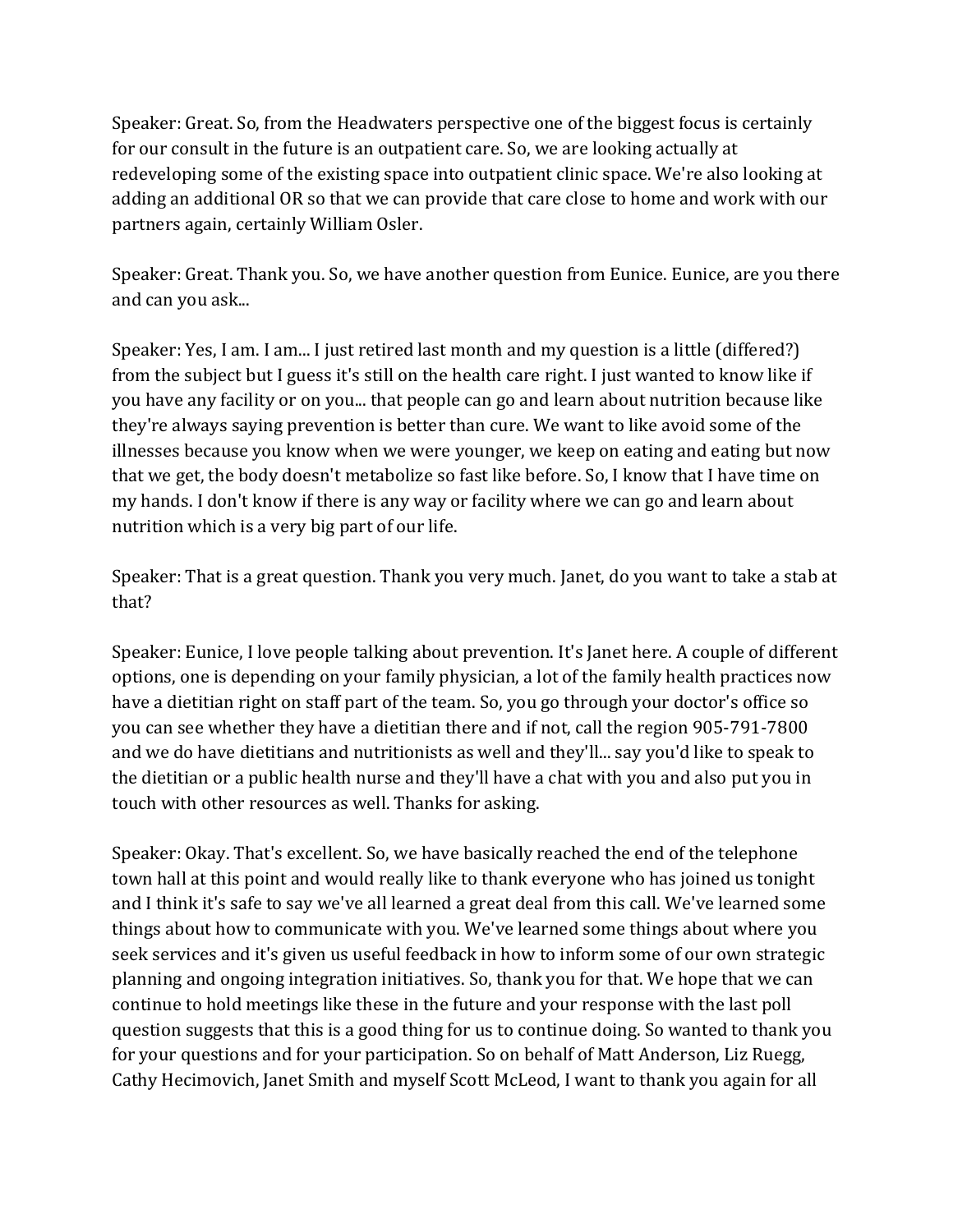Speaker: Great. So, from the Headwaters perspective one of the biggest focus is certainly for our consult in the future is an outpatient care. So, we are looking actually at redeveloping some of the existing space into outpatient clinic space. We're also looking at adding an additional OR so that we can provide that care close to home and work with our partners again, certainly William Osler.

Speaker: Great. Thank you. So, we have another question from Eunice. Eunice, are you there and can you ask...

Speaker: Yes, I am. I am... I just retired last month and my question is a little (differed?) from the subject but I guess it's still on the health care right. I just wanted to know like if you have any facility or on you... that people can go and learn about nutrition because like they're always saying prevention is better than cure. We want to like avoid some of the illnesses because you know when we were younger, we keep on eating and eating but now that we get, the body doesn't metabolize so fast like before. So, I know that I have time on my hands. I don't know if there is any way or facility where we can go and learn about nutrition which is a very big part of our life.

Speaker: That is a great question. Thank you very much. Janet, do you want to take a stab at that?

Speaker: Eunice, I love people talking about prevention. It's Janet here. A couple of different options, one is depending on your family physician, a lot of the family health practices now have a dietitian right on staff part of the team. So, you go through your doctor's office so you can see whether they have a dietitian there and if not, call the region 905-791-7800 and we do have dietitians and nutritionists as well and they'll... say you'd like to speak to the dietitian or a public health nurse and they'll have a chat with you and also put you in touch with other resources as well. Thanks for asking.

Speaker: Okay. That's excellent. So, we have basically reached the end of the telephone town hall at this point and would really like to thank everyone who has joined us tonight and I think it's safe to say we've all learned a great deal from this call. We've learned some things about how to communicate with you. We've learned some things about where you seek services and it's given us useful feedback in how to inform some of our own strategic planning and ongoing integration initiatives. So, thank you for that. We hope that we can continue to hold meetings like these in the future and your response with the last poll question suggests that this is a good thing for us to continue doing. So wanted to thank you for your questions and for your participation. So on behalf of Matt Anderson, Liz Ruegg, Cathy Hecimovich, Janet Smith and myself Scott McLeod, I want to thank you again for all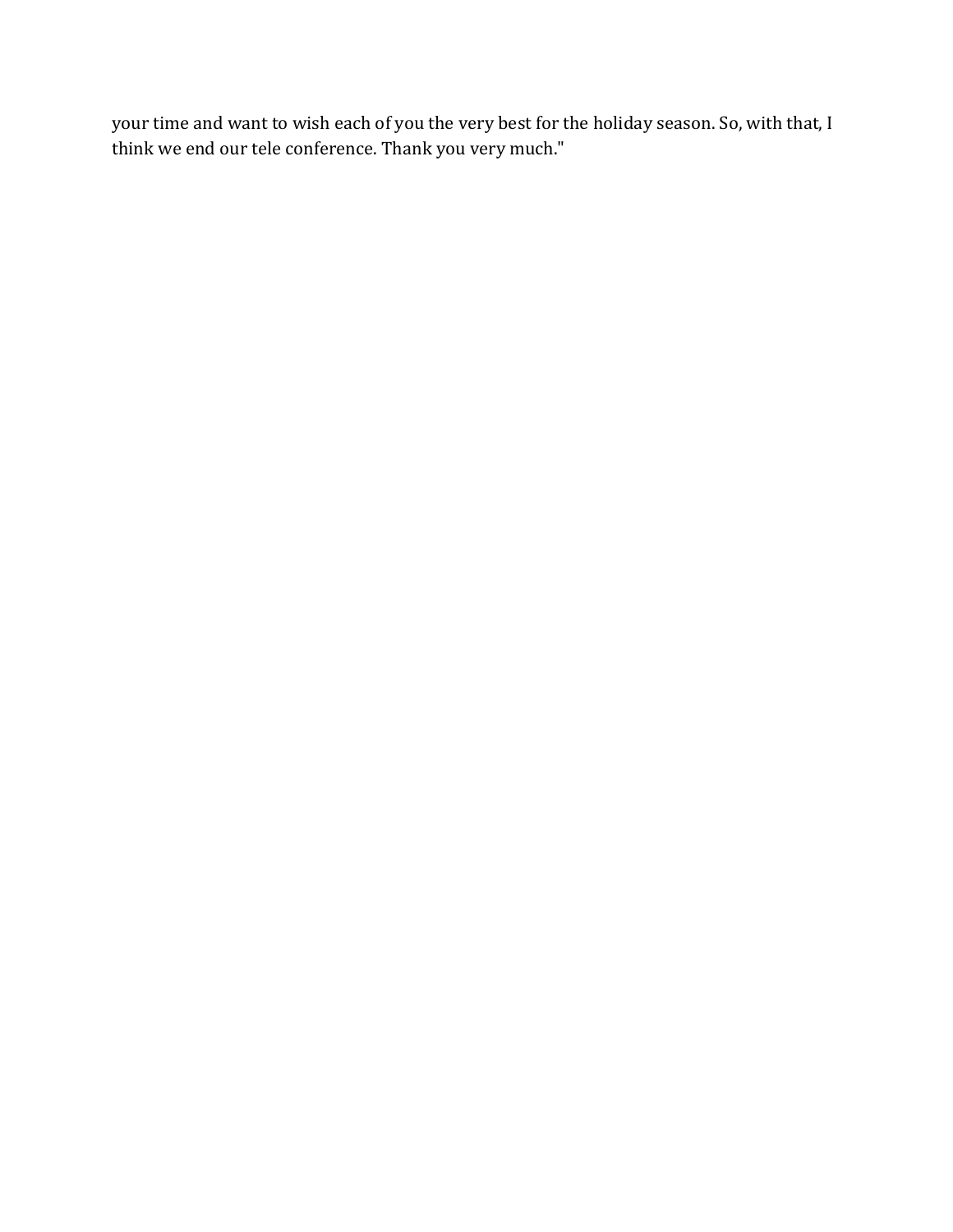your time and want to wish each of you the very best for the holiday season. So, with that, I think we end our tele conference. Thank you very much."